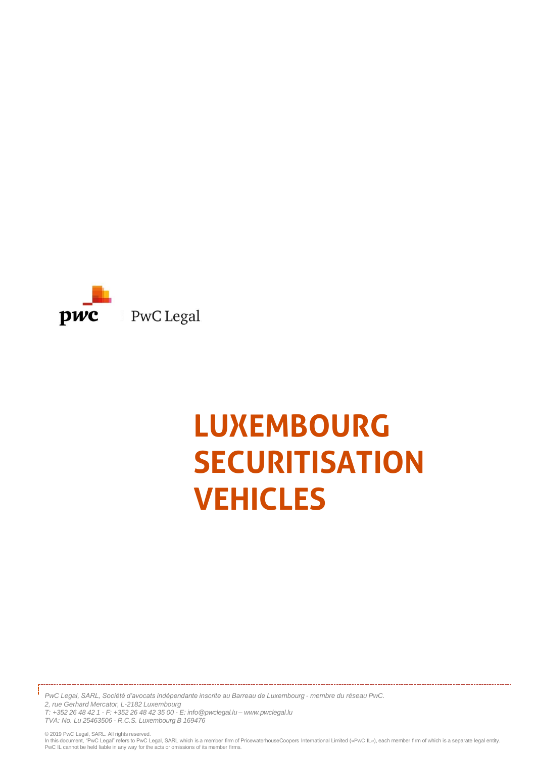PwC Legal

# LUXEMBOURG SECURITISATION VEHICLES

*PwC Legal, SARL, Société d'avocats indépendante inscrite au Barreau de Luxembourg - membre du réseau PwC.*
*2, rue Gerhard Mercator, L-2182 Luxembourg*
*T: +352 26 48 42 1 - F: +352 26 48 42 35 00 - E: info@pwclegal.lu – www.pwclegal.lu*
*TVA: No. Lu 25463506 - R.C.S. Luxembourg B 169476*

© 2019 PwC Legal, SARL. All rights reserved.
In this document, "PwC Legal" refers to PwC Legal, SARL which is a member firm of PricewaterhouseCoopers International Limited («PwC IL»), each member firm of which is a separate legal entity. PwC IL cannot be held liable in any way for the acts or omissions of its member firms.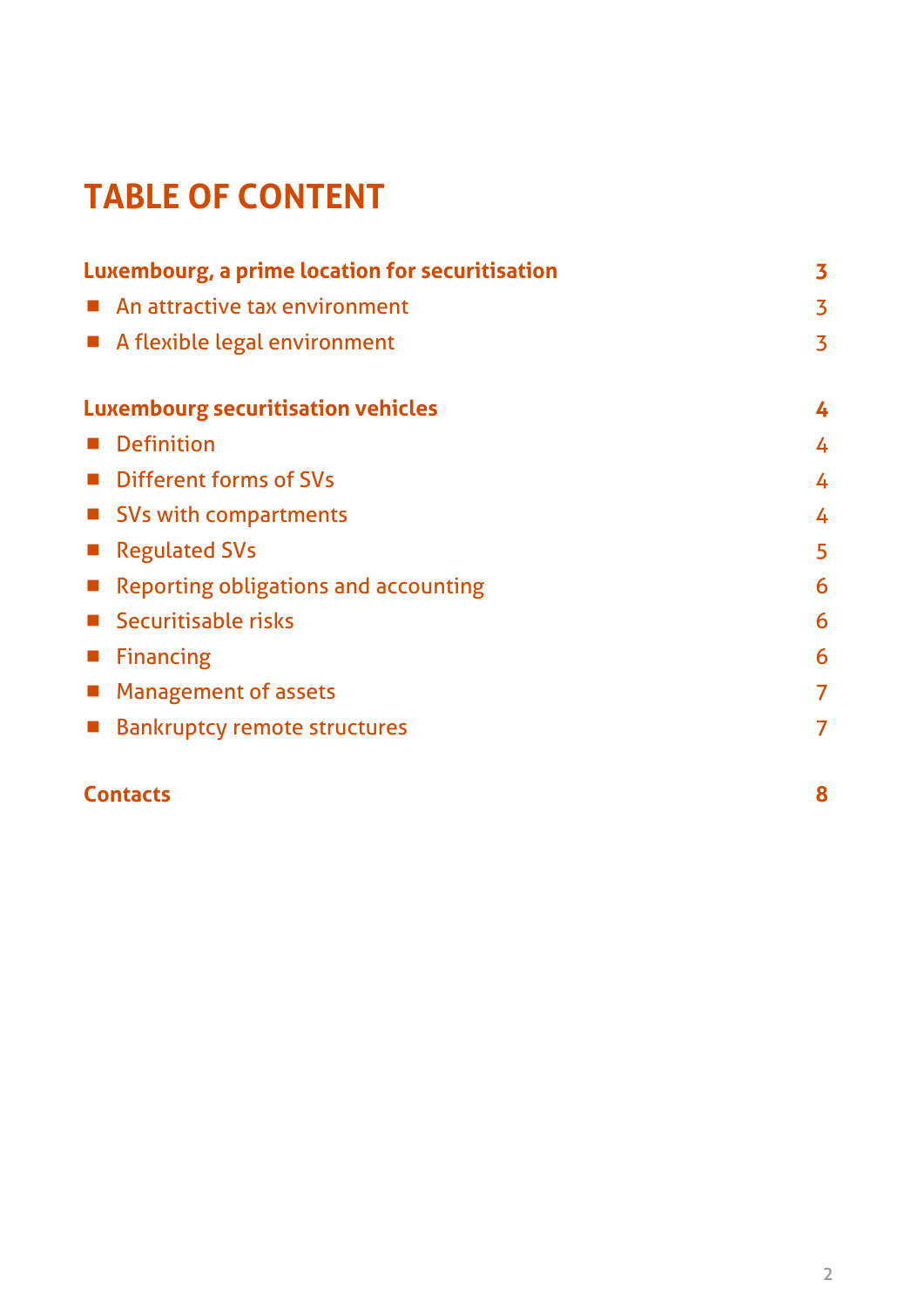# TABLE OF CONTENT

| | |
|---|---|
| **Luxembourg, a prime location for securitisation** | **3** |
| ■ An attractive tax environment | 3 |
| ■ A flexible legal environment | 3 |
| **Luxembourg securitisation vehicles** | **4** |
| ■ Definition | 4 |
| ■ Different forms of SVs | 4 |
| ■ SVs with compartments | 4 |
| ■ Regulated SVs | 5 |
| ■ Reporting obligations and accounting | 6 |
| ■ Securitisable risks | 6 |
| ■ Financing | 6 |
| ■ Management of assets | 7 |
| ■ Bankruptcy remote structures | 7 |
| **Contacts** | **8** |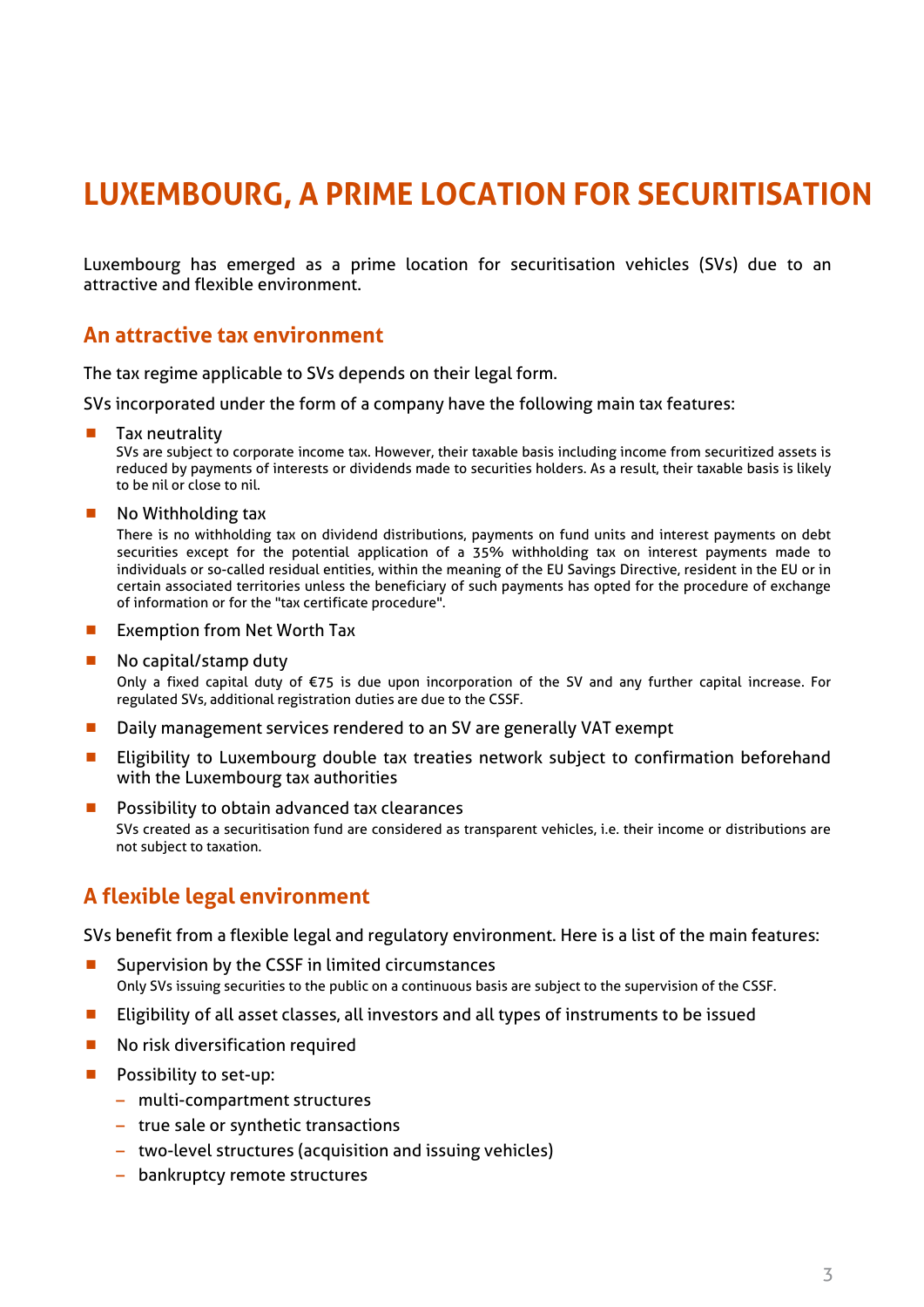# LUXEMBOURG, A PRIME LOCATION FOR SECURITISATION

Luxembourg has emerged as a prime location for securitisation vehicles (SVs) due to an attractive and flexible environment.

## An attractive tax environment

The tax regime applicable to SVs depends on their legal form.

SVs incorporated under the form of a company have the following main tax features:

- Tax neutrality
  SVs are subject to corporate income tax. However, their taxable basis including income from securitized assets is reduced by payments of interests or dividends made to securities holders. As a result, their taxable basis is likely to be nil or close to nil.
- No Withholding tax
  There is no withholding tax on dividend distributions, payments on fund units and interest payments on debt securities except for the potential application of a 35% withholding tax on interest payments made to individuals or so-called residual entities, within the meaning of the EU Savings Directive, resident in the EU or in certain associated territories unless the beneficiary of such payments has opted for the procedure of exchange of information or for the "tax certificate procedure".
- Exemption from Net Worth Tax
- No capital/stamp duty
  Only a fixed capital duty of €75 is due upon incorporation of the SV and any further capital increase. For regulated SVs, additional registration duties are due to the CSSF.
- Daily management services rendered to an SV are generally VAT exempt
- Eligibility to Luxembourg double tax treaties network subject to confirmation beforehand with the Luxembourg tax authorities
- Possibility to obtain advanced tax clearances
  SVs created as a securitisation fund are considered as transparent vehicles, i.e. their income or distributions are not subject to taxation.

## A flexible legal environment

SVs benefit from a flexible legal and regulatory environment. Here is a list of the main features:

- Supervision by the CSSF in limited circumstances
  Only SVs issuing securities to the public on a continuous basis are subject to the supervision of the CSSF.
- Eligibility of all asset classes, all investors and all types of instruments to be issued
- No risk diversification required
- Possibility to set-up:
  - multi-compartment structures
  - true sale or synthetic transactions
  - two-level structures (acquisition and issuing vehicles)
  - bankruptcy remote structures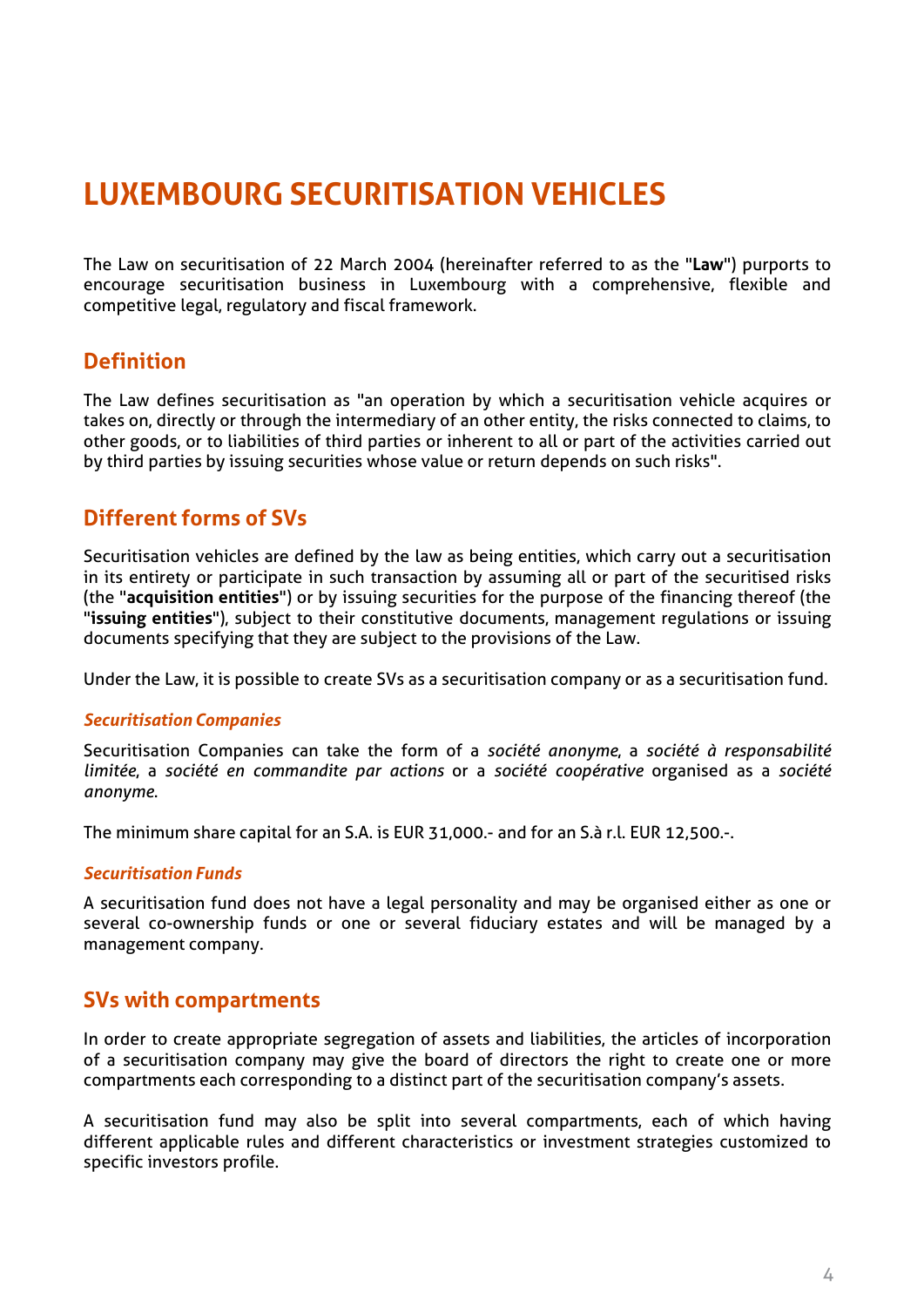# LUXEMBOURG SECURITISATION VEHICLES

The Law on securitisation of 22 March 2004 (hereinafter referred to as the "**Law**") purports to encourage securitisation business in Luxembourg with a comprehensive, flexible and competitive legal, regulatory and fiscal framework.

## Definition

The Law defines securitisation as "an operation by which a securitisation vehicle acquires or takes on, directly or through the intermediary of an other entity, the risks connected to claims, to other goods, or to liabilities of third parties or inherent to all or part of the activities carried out by third parties by issuing securities whose value or return depends on such risks".

## Different forms of SVs

Securitisation vehicles are defined by the law as being entities, which carry out a securitisation in its entirety or participate in such transaction by assuming all or part of the securitised risks (the "**acquisition entities**") or by issuing securities for the purpose of the financing thereof (the "**issuing entities**"), subject to their constitutive documents, management regulations or issuing documents specifying that they are subject to the provisions of the Law.

Under the Law, it is possible to create SVs as a securitisation company or as a securitisation fund.

### *Securitisation Companies*

Securitisation Companies can take the form of a *société anonyme*, a *société à responsabilité limitée*, a *société en commandite par actions* or a *société coopérative* organised as a *société anonyme*.

The minimum share capital for an S.A. is EUR 31,000.- and for an S.à r.l. EUR 12,500.-.

### *Securitisation Funds*

A securitisation fund does not have a legal personality and may be organised either as one or several co-ownership funds or one or several fiduciary estates and will be managed by a management company.

## SVs with compartments

In order to create appropriate segregation of assets and liabilities, the articles of incorporation of a securitisation company may give the board of directors the right to create one or more compartments each corresponding to a distinct part of the securitisation company's assets.

A securitisation fund may also be split into several compartments, each of which having different applicable rules and different characteristics or investment strategies customized to specific investors profile.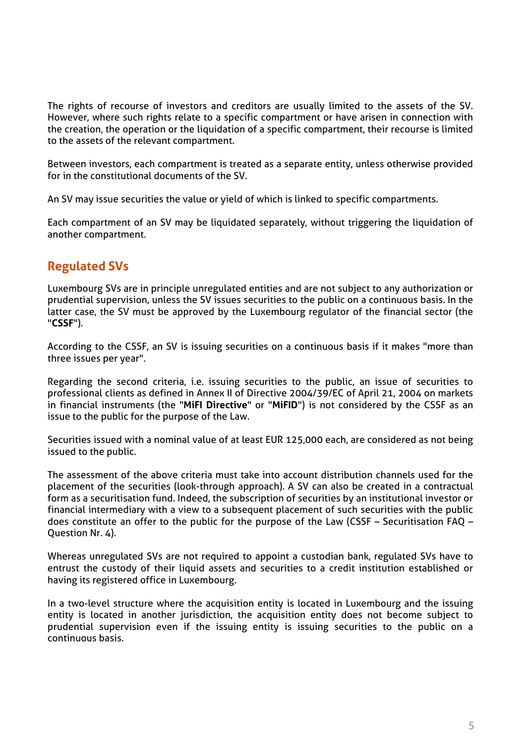The rights of recourse of investors and creditors are usually limited to the assets of the SV. However, where such rights relate to a specific compartment or have arisen in connection with the creation, the operation or the liquidation of a specific compartment, their recourse is limited to the assets of the relevant compartment.

Between investors, each compartment is treated as a separate entity, unless otherwise provided for in the constitutional documents of the SV.

An SV may issue securities the value or yield of which is linked to specific compartments.

Each compartment of an SV may be liquidated separately, without triggering the liquidation of another compartment.

## Regulated SVs

Luxembourg SVs are in principle unregulated entities and are not subject to any authorization or prudential supervision, unless the SV issues securities to the public on a continuous basis. In the latter case, the SV must be approved by the Luxembourg regulator of the financial sector (the "**CSSF**").

According to the CSSF, an SV is issuing securities on a continuous basis if it makes "more than three issues per year".

Regarding the second criteria, i.e. issuing securities to the public, an issue of securities to professional clients as defined in Annex II of Directive 2004/39/EC of April 21, 2004 on markets in financial instruments (the "**MiFI Directive**" or "**MiFID**") is not considered by the CSSF as an issue to the public for the purpose of the Law.

Securities issued with a nominal value of at least EUR 125,000 each, are considered as not being issued to the public.

The assessment of the above criteria must take into account distribution channels used for the placement of the securities (look-through approach). A SV can also be created in a contractual form as a securitisation fund. Indeed, the subscription of securities by an institutional investor or financial intermediary with a view to a subsequent placement of such securities with the public does constitute an offer to the public for the purpose of the Law (CSSF – Securitisation FAQ – Question Nr. 4).

Whereas unregulated SVs are not required to appoint a custodian bank, regulated SVs have to entrust the custody of their liquid assets and securities to a credit institution established or having its registered office in Luxembourg.

In a two-level structure where the acquisition entity is located in Luxembourg and the issuing entity is located in another jurisdiction, the acquisition entity does not become subject to prudential supervision even if the issuing entity is issuing securities to the public on a continuous basis.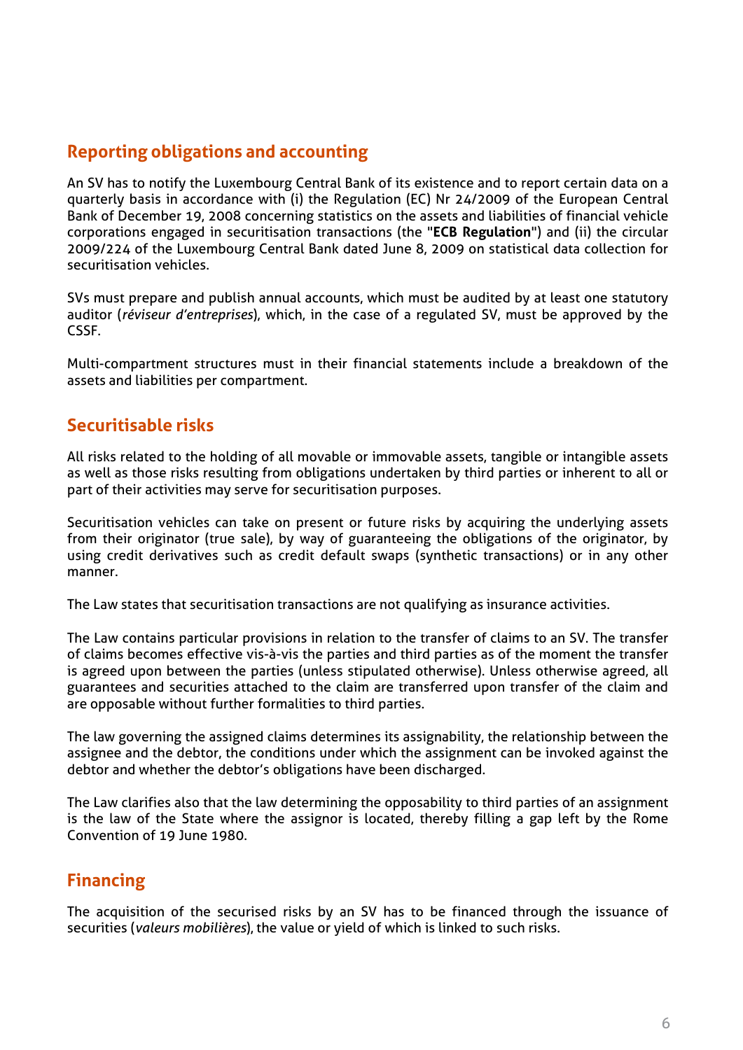## Reporting obligations and accounting

An SV has to notify the Luxembourg Central Bank of its existence and to report certain data on a quarterly basis in accordance with (i) the Regulation (EC) Nr 24/2009 of the European Central Bank of December 19, 2008 concerning statistics on the assets and liabilities of financial vehicle corporations engaged in securitisation transactions (the "**ECB Regulation**") and (ii) the circular 2009/224 of the Luxembourg Central Bank dated June 8, 2009 on statistical data collection for securitisation vehicles.

SVs must prepare and publish annual accounts, which must be audited by at least one statutory auditor (*réviseur d'entreprises*), which, in the case of a regulated SV, must be approved by the CSSF.

Multi-compartment structures must in their financial statements include a breakdown of the assets and liabilities per compartment.

## Securitisable risks

All risks related to the holding of all movable or immovable assets, tangible or intangible assets as well as those risks resulting from obligations undertaken by third parties or inherent to all or part of their activities may serve for securitisation purposes.

Securitisation vehicles can take on present or future risks by acquiring the underlying assets from their originator (true sale), by way of guaranteeing the obligations of the originator, by using credit derivatives such as credit default swaps (synthetic transactions) or in any other manner.

The Law states that securitisation transactions are not qualifying as insurance activities.

The Law contains particular provisions in relation to the transfer of claims to an SV. The transfer of claims becomes effective vis-à-vis the parties and third parties as of the moment the transfer is agreed upon between the parties (unless stipulated otherwise). Unless otherwise agreed, all guarantees and securities attached to the claim are transferred upon transfer of the claim and are opposable without further formalities to third parties.

The law governing the assigned claims determines its assignability, the relationship between the assignee and the debtor, the conditions under which the assignment can be invoked against the debtor and whether the debtor's obligations have been discharged.

The Law clarifies also that the law determining the opposability to third parties of an assignment is the law of the State where the assignor is located, thereby filling a gap left by the Rome Convention of 19 June 1980.

## Financing

The acquisition of the secured risks by an SV has to be financed through the issuance of securities (*valeurs mobilières*), the value or yield of which is linked to such risks.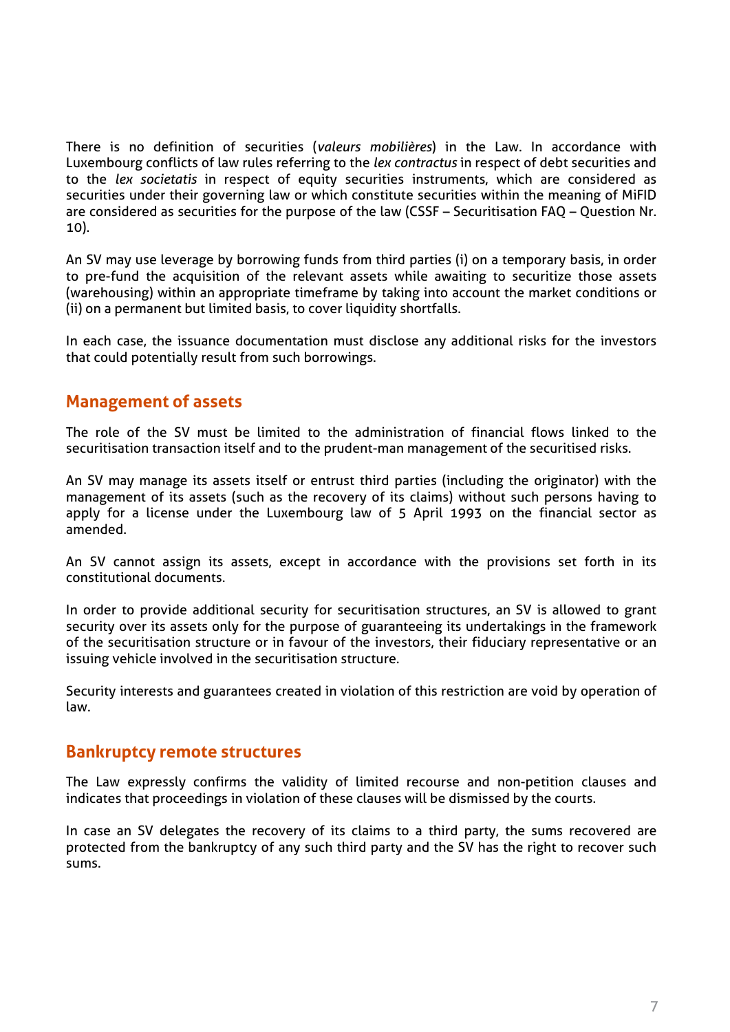There is no definition of securities (*valeurs mobilières*) in the Law. In accordance with Luxembourg conflicts of law rules referring to the *lex contractus* in respect of debt securities and to the *lex societatis* in respect of equity securities instruments, which are considered as securities under their governing law or which constitute securities within the meaning of MiFID are considered as securities for the purpose of the law (CSSF – Securitisation FAQ – Question Nr. 10).

An SV may use leverage by borrowing funds from third parties (i) on a temporary basis, in order to pre-fund the acquisition of the relevant assets while awaiting to securitize those assets (warehousing) within an appropriate timeframe by taking into account the market conditions or (ii) on a permanent but limited basis, to cover liquidity shortfalls.

In each case, the issuance documentation must disclose any additional risks for the investors that could potentially result from such borrowings.

## Management of assets

The role of the SV must be limited to the administration of financial flows linked to the securitisation transaction itself and to the prudent-man management of the securitised risks.

An SV may manage its assets itself or entrust third parties (including the originator) with the management of its assets (such as the recovery of its claims) without such persons having to apply for a license under the Luxembourg law of 5 April 1993 on the financial sector as amended.

An SV cannot assign its assets, except in accordance with the provisions set forth in its constitutional documents.

In order to provide additional security for securitisation structures, an SV is allowed to grant security over its assets only for the purpose of guaranteeing its undertakings in the framework of the securitisation structure or in favour of the investors, their fiduciary representative or an issuing vehicle involved in the securitisation structure.

Security interests and guarantees created in violation of this restriction are void by operation of law.

## Bankruptcy remote structures

The Law expressly confirms the validity of limited recourse and non-petition clauses and indicates that proceedings in violation of these clauses will be dismissed by the courts.

In case an SV delegates the recovery of its claims to a third party, the sums recovered are protected from the bankruptcy of any such third party and the SV has the right to recover such sums.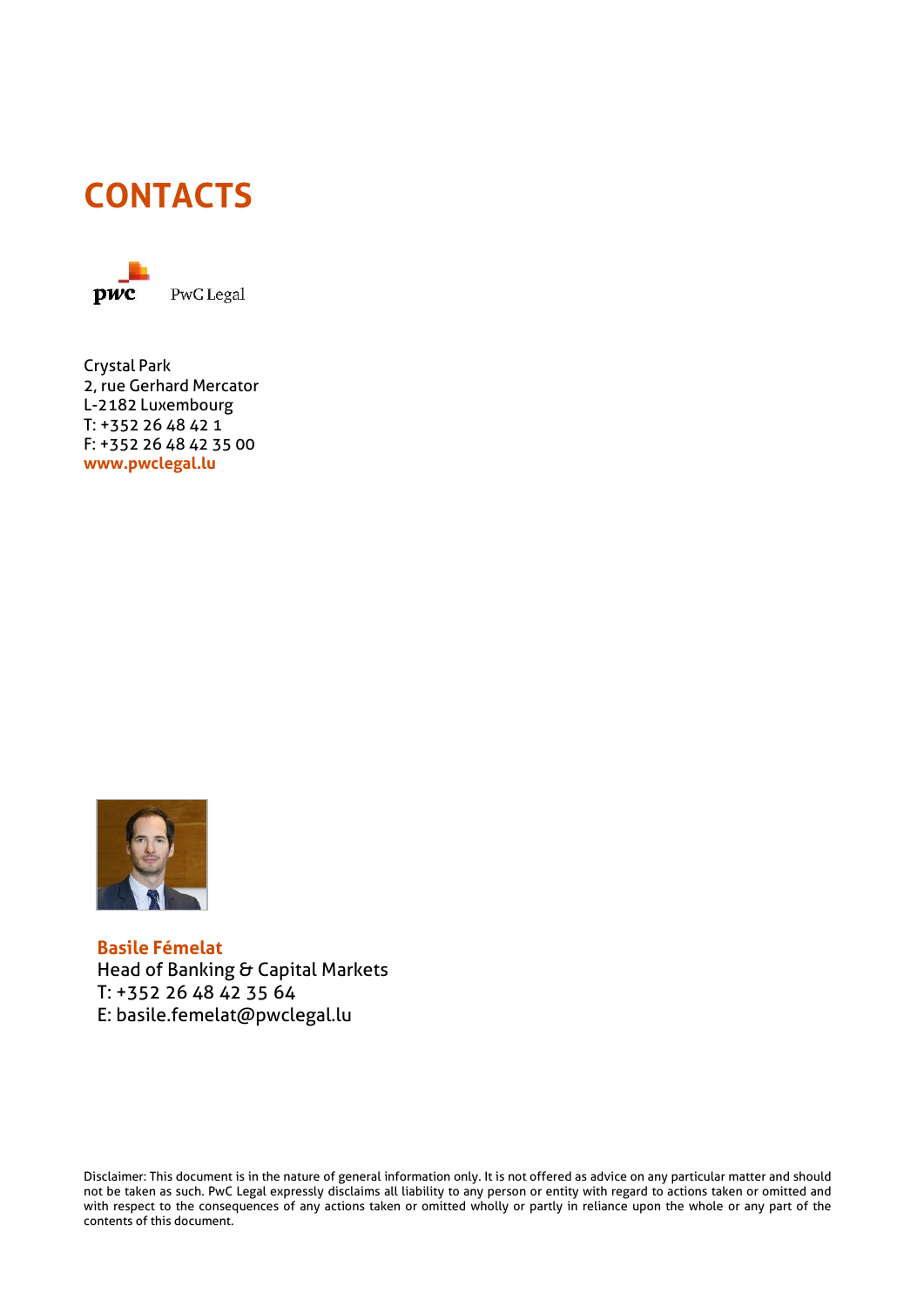# CONTACTS

PwC Legal

Crystal Park
2, rue Gerhard Mercator
L-2182 Luxembourg
T: +352 26 48 42 1
F: +352 26 48 42 35 00
**www.pwclegal.lu**

**Basile Fémelat**
Head of Banking & Capital Markets
T: +352 26 48 42 35 64
E: basile.femelat@pwclegal.lu

Disclaimer: This document is in the nature of general information only. It is not offered as advice on any particular matter and should not be taken as such. PwC Legal expressly disclaims all liability to any person or entity with regard to actions taken or omitted and with respect to the consequences of any actions taken or omitted wholly or partly in reliance upon the whole or any part of the contents of this document.